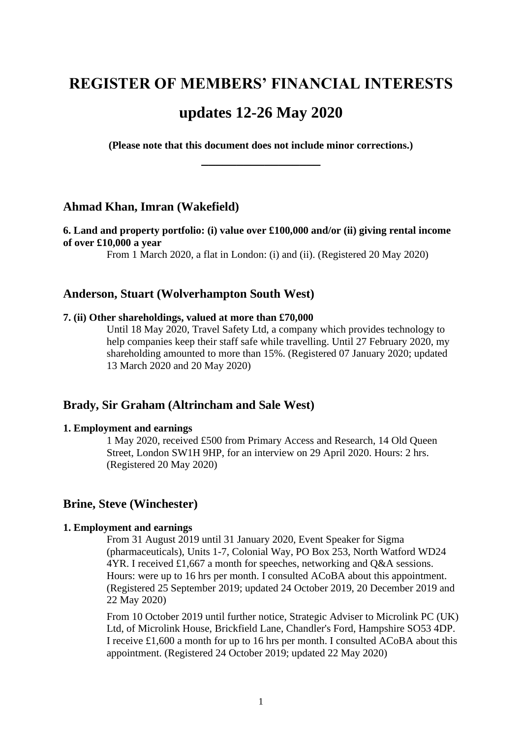# REGISTER OF MEMBERS' FINANCIAL INTERESTS

# updates 12-26 May 2020

**(Please note that this document does not include minor corrections.)**

---

## Ahmad Khan, Imran (Wakefield)

**6. Land and property portfolio: (i) value over £100,000 and/or (ii) giving rental income of over £10,000 a year**

From 1 March 2020, a flat in London: (i) and (ii). (Registered 20 May 2020)

## Anderson, Stuart (Wolverhampton South West)

**7. (ii) Other shareholdings, valued at more than £70,000**

Until 18 May 2020, Travel Safety Ltd, a company which provides technology to help companies keep their staff safe while travelling. Until 27 February 2020, my shareholding amounted to more than 15%. (Registered 07 January 2020; updated 13 March 2020 and 20 May 2020)

## Brady, Sir Graham (Altrincham and Sale West)

**1. Employment and earnings**

1 May 2020, received £500 from Primary Access and Research, 14 Old Queen Street, London SW1H 9HP, for an interview on 29 April 2020. Hours: 2 hrs. (Registered 20 May 2020)

## Brine, Steve (Winchester)

**1. Employment and earnings**

From 31 August 2019 until 31 January 2020, Event Speaker for Sigma (pharmaceuticals), Units 1-7, Colonial Way, PO Box 253, North Watford WD24 4YR. I received £1,667 a month for speeches, networking and Q&A sessions. Hours: were up to 16 hrs per month. I consulted ACoBA about this appointment. (Registered 25 September 2019; updated 24 October 2019, 20 December 2019 and 22 May 2020)

From 10 October 2019 until further notice, Strategic Adviser to Microlink PC (UK) Ltd, of Microlink House, Brickfield Lane, Chandler's Ford, Hampshire SO53 4DP. I receive £1,600 a month for up to 16 hrs per month. I consulted ACoBA about this appointment. (Registered 24 October 2019; updated 22 May 2020)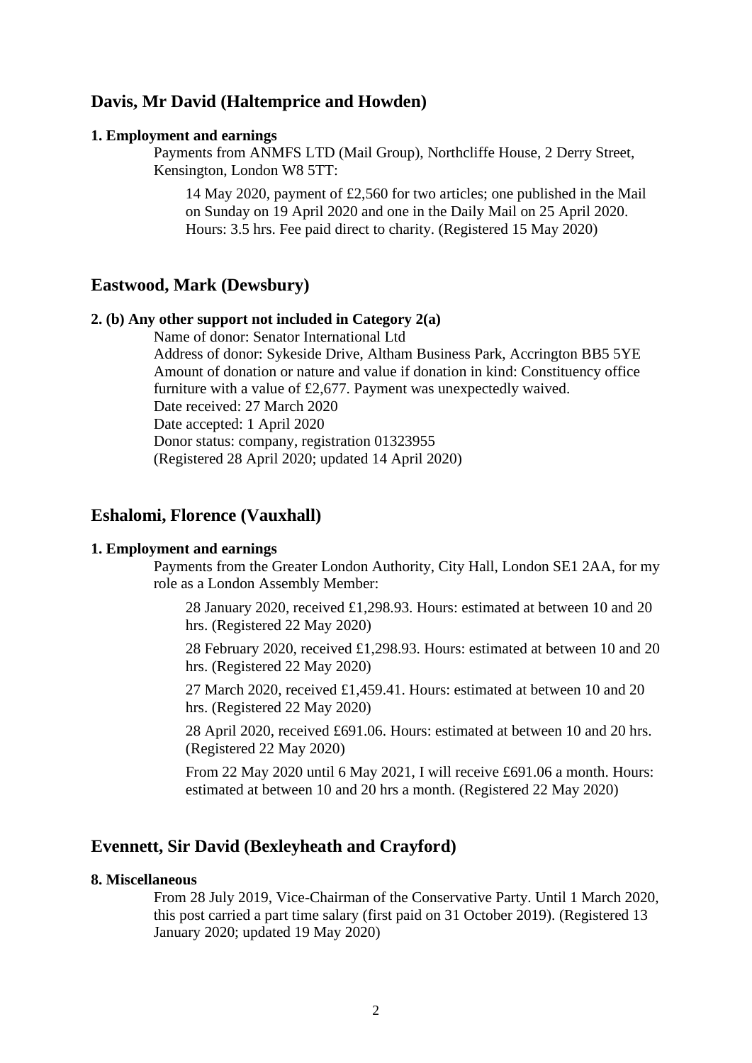## Davis, Mr David (Haltemprice and Howden)

**1. Employment and earnings**

Payments from ANMFS LTD (Mail Group), Northcliffe House, 2 Derry Street, Kensington, London W8 5TT:

14 May 2020, payment of £2,560 for two articles; one published in the Mail on Sunday on 19 April 2020 and one in the Daily Mail on 25 April 2020. Hours: 3.5 hrs. Fee paid direct to charity. (Registered 15 May 2020)

## Eastwood, Mark (Dewsbury)

**2. (b) Any other support not included in Category 2(a)**

Name of donor: Senator International Ltd
Address of donor: Sykeside Drive, Altham Business Park, Accrington BB5 5YE
Amount of donation or nature and value if donation in kind: Constituency office furniture with a value of £2,677. Payment was unexpectedly waived.
Date received: 27 March 2020
Date accepted: 1 April 2020
Donor status: company, registration 01323955
(Registered 28 April 2020; updated 14 April 2020)

## Eshalomi, Florence (Vauxhall)

**1. Employment and earnings**

Payments from the Greater London Authority, City Hall, London SE1 2AA, for my role as a London Assembly Member:

28 January 2020, received £1,298.93. Hours: estimated at between 10 and 20 hrs. (Registered 22 May 2020)

28 February 2020, received £1,298.93. Hours: estimated at between 10 and 20 hrs. (Registered 22 May 2020)

27 March 2020, received £1,459.41. Hours: estimated at between 10 and 20 hrs. (Registered 22 May 2020)

28 April 2020, received £691.06. Hours: estimated at between 10 and 20 hrs. (Registered 22 May 2020)

From 22 May 2020 until 6 May 2021, I will receive £691.06 a month. Hours: estimated at between 10 and 20 hrs a month. (Registered 22 May 2020)

## Evennett, Sir David (Bexleyheath and Crayford)

**8. Miscellaneous**

From 28 July 2019, Vice-Chairman of the Conservative Party. Until 1 March 2020, this post carried a part time salary (first paid on 31 October 2019). (Registered 13 January 2020; updated 19 May 2020)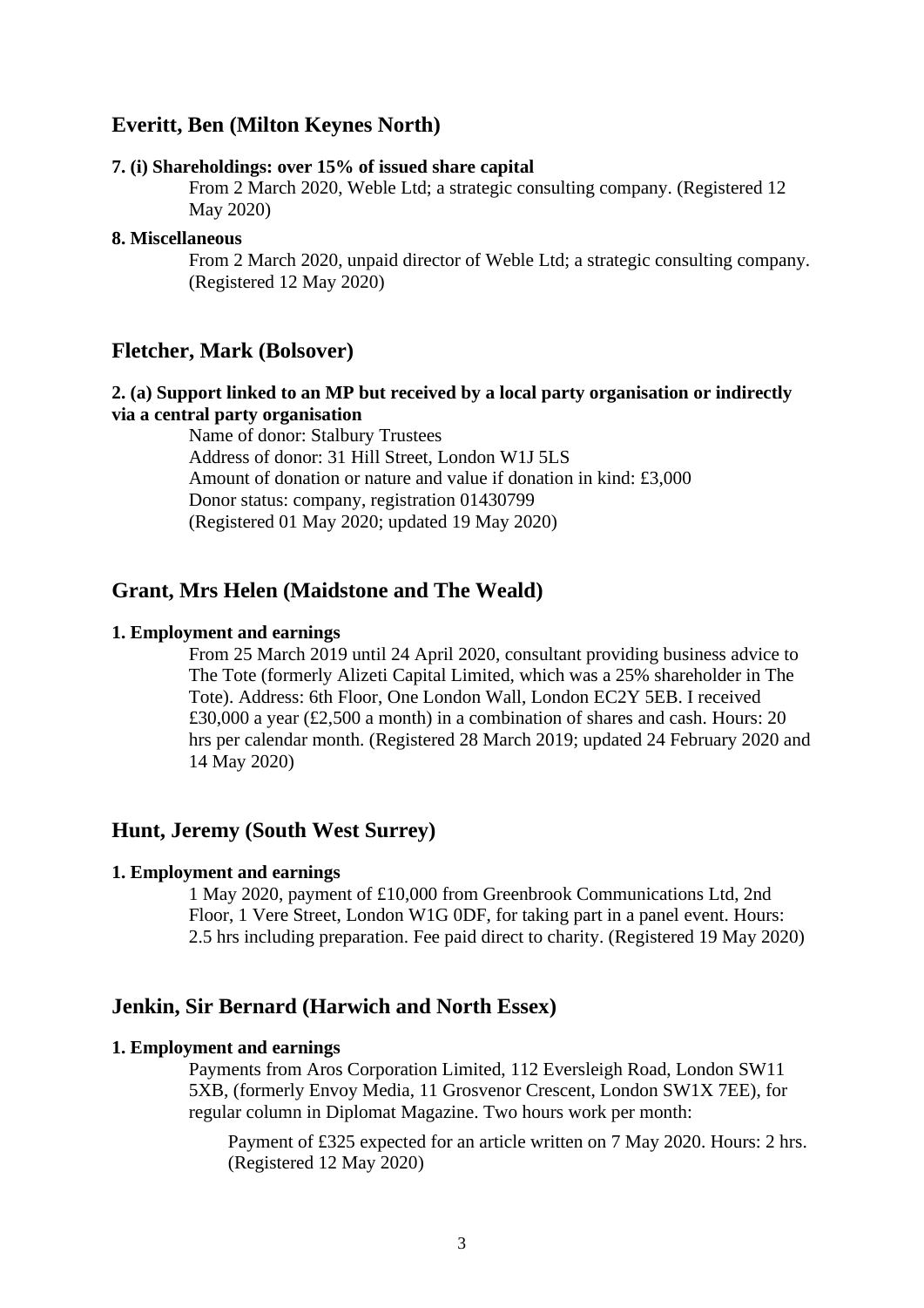## Everitt, Ben (Milton Keynes North)

**7. (i) Shareholdings: over 15% of issued share capital**

From 2 March 2020, Weble Ltd; a strategic consulting company. (Registered 12 May 2020)

**8. Miscellaneous**

From 2 March 2020, unpaid director of Weble Ltd; a strategic consulting company. (Registered 12 May 2020)

## Fletcher, Mark (Bolsover)

**2. (a) Support linked to an MP but received by a local party organisation or indirectly via a central party organisation**

Name of donor: Stalbury Trustees
Address of donor: 31 Hill Street, London W1J 5LS
Amount of donation or nature and value if donation in kind: £3,000
Donor status: company, registration 01430799
(Registered 01 May 2020; updated 19 May 2020)

## Grant, Mrs Helen (Maidstone and The Weald)

**1. Employment and earnings**

From 25 March 2019 until 24 April 2020, consultant providing business advice to The Tote (formerly Alizeti Capital Limited, which was a 25% shareholder in The Tote). Address: 6th Floor, One London Wall, London EC2Y 5EB. I received £30,000 a year (£2,500 a month) in a combination of shares and cash. Hours: 20 hrs per calendar month. (Registered 28 March 2019; updated 24 February 2020 and 14 May 2020)

## Hunt, Jeremy (South West Surrey)

**1. Employment and earnings**

1 May 2020, payment of £10,000 from Greenbrook Communications Ltd, 2nd Floor, 1 Vere Street, London W1G 0DF, for taking part in a panel event. Hours: 2.5 hrs including preparation. Fee paid direct to charity. (Registered 19 May 2020)

## Jenkin, Sir Bernard (Harwich and North Essex)

**1. Employment and earnings**

Payments from Aros Corporation Limited, 112 Eversleigh Road, London SW11 5XB, (formerly Envoy Media, 11 Grosvenor Crescent, London SW1X 7EE), for regular column in Diplomat Magazine. Two hours work per month:

Payment of £325 expected for an article written on 7 May 2020. Hours: 2 hrs. (Registered 12 May 2020)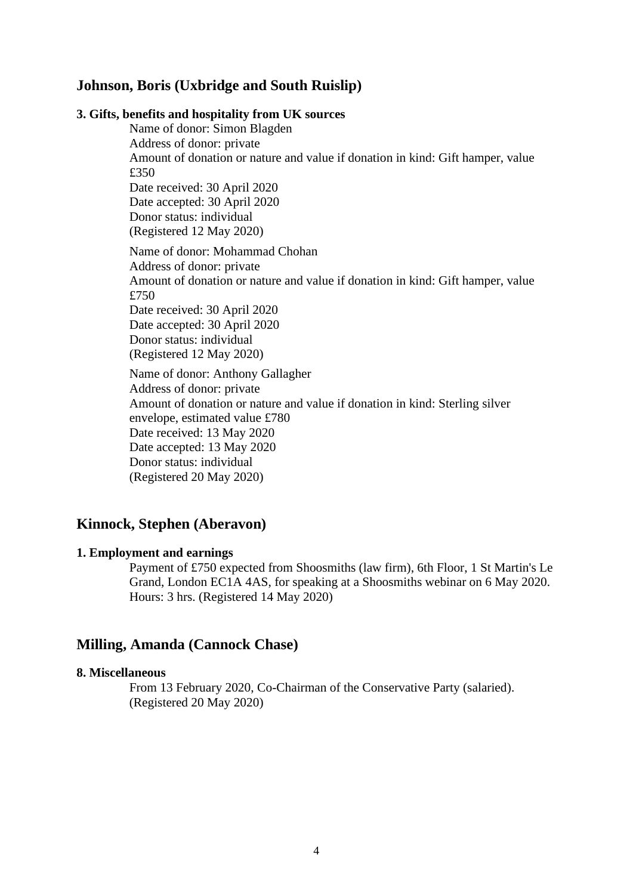## Johnson, Boris (Uxbridge and South Ruislip)

**3. Gifts, benefits and hospitality from UK sources**

Name of donor: Simon Blagden
Address of donor: private
Amount of donation or nature and value if donation in kind: Gift hamper, value £350
Date received: 30 April 2020
Date accepted: 30 April 2020
Donor status: individual
(Registered 12 May 2020)

Name of donor: Mohammad Chohan
Address of donor: private
Amount of donation or nature and value if donation in kind: Gift hamper, value £750
Date received: 30 April 2020
Date accepted: 30 April 2020
Donor status: individual
(Registered 12 May 2020)

Name of donor: Anthony Gallagher
Address of donor: private
Amount of donation or nature and value if donation in kind: Sterling silver envelope, estimated value £780
Date received: 13 May 2020
Date accepted: 13 May 2020
Donor status: individual
(Registered 20 May 2020)

## Kinnock, Stephen (Aberavon)

**1. Employment and earnings**

Payment of £750 expected from Shoosmiths (law firm), 6th Floor, 1 St Martin's Le Grand, London EC1A 4AS, for speaking at a Shoosmiths webinar on 6 May 2020. Hours: 3 hrs. (Registered 14 May 2020)

## Milling, Amanda (Cannock Chase)

**8. Miscellaneous**

From 13 February 2020, Co-Chairman of the Conservative Party (salaried). (Registered 20 May 2020)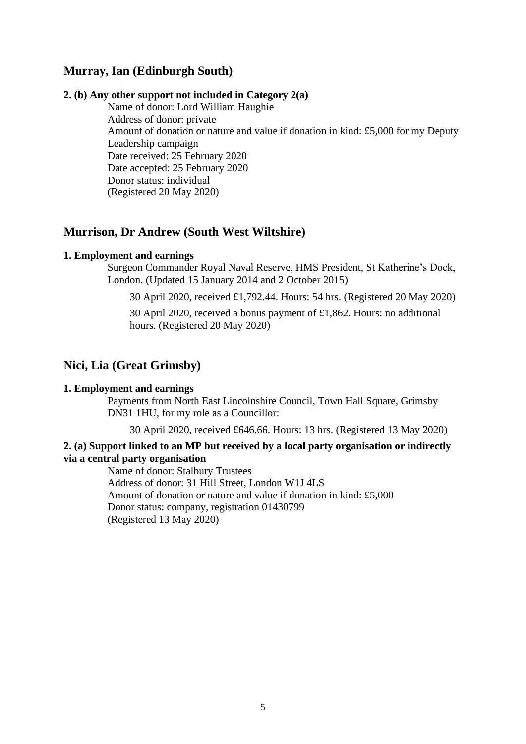## Murray, Ian (Edinburgh South)

**2. (b) Any other support not included in Category 2(a)**

Name of donor: Lord William Haughie
Address of donor: private
Amount of donation or nature and value if donation in kind: £5,000 for my Deputy Leadership campaign
Date received: 25 February 2020
Date accepted: 25 February 2020
Donor status: individual
(Registered 20 May 2020)

## Murrison, Dr Andrew (South West Wiltshire)

**1. Employment and earnings**

Surgeon Commander Royal Naval Reserve, HMS President, St Katherine's Dock, London. (Updated 15 January 2014 and 2 October 2015)

30 April 2020, received £1,792.44. Hours: 54 hrs. (Registered 20 May 2020)

30 April 2020, received a bonus payment of £1,862. Hours: no additional hours. (Registered 20 May 2020)

## Nici, Lia (Great Grimsby)

**1. Employment and earnings**

Payments from North East Lincolnshire Council, Town Hall Square, Grimsby DN31 1HU, for my role as a Councillor:

30 April 2020, received £646.66. Hours: 13 hrs. (Registered 13 May 2020)

**2. (a) Support linked to an MP but received by a local party organisation or indirectly via a central party organisation**

Name of donor: Stalbury Trustees
Address of donor: 31 Hill Street, London W1J 4LS
Amount of donation or nature and value if donation in kind: £5,000
Donor status: company, registration 01430799
(Registered 13 May 2020)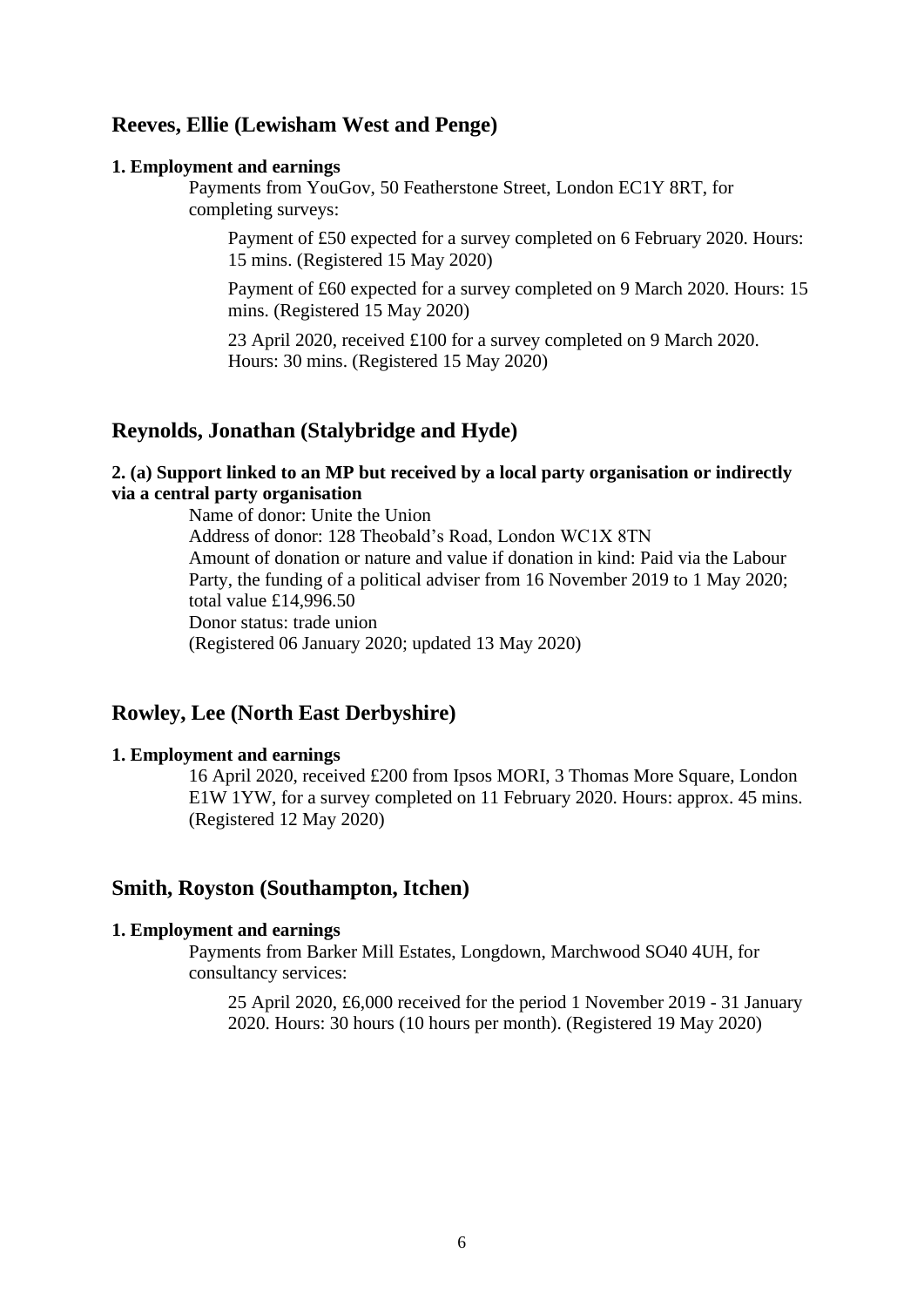## Reeves, Ellie (Lewisham West and Penge)

**1. Employment and earnings**

Payments from YouGov, 50 Featherstone Street, London EC1Y 8RT, for completing surveys:

Payment of £50 expected for a survey completed on 6 February 2020. Hours: 15 mins. (Registered 15 May 2020)

Payment of £60 expected for a survey completed on 9 March 2020. Hours: 15 mins. (Registered 15 May 2020)

23 April 2020, received £100 for a survey completed on 9 March 2020. Hours: 30 mins. (Registered 15 May 2020)

## Reynolds, Jonathan (Stalybridge and Hyde)

**2. (a) Support linked to an MP but received by a local party organisation or indirectly via a central party organisation**

Name of donor: Unite the Union
Address of donor: 128 Theobald's Road, London WC1X 8TN
Amount of donation or nature and value if donation in kind: Paid via the Labour Party, the funding of a political adviser from 16 November 2019 to 1 May 2020; total value £14,996.50
Donor status: trade union
(Registered 06 January 2020; updated 13 May 2020)

## Rowley, Lee (North East Derbyshire)

**1. Employment and earnings**

16 April 2020, received £200 from Ipsos MORI, 3 Thomas More Square, London E1W 1YW, for a survey completed on 11 February 2020. Hours: approx. 45 mins. (Registered 12 May 2020)

## Smith, Royston (Southampton, Itchen)

**1. Employment and earnings**

Payments from Barker Mill Estates, Longdown, Marchwood SO40 4UH, for consultancy services:

25 April 2020, £6,000 received for the period 1 November 2019 - 31 January 2020. Hours: 30 hours (10 hours per month). (Registered 19 May 2020)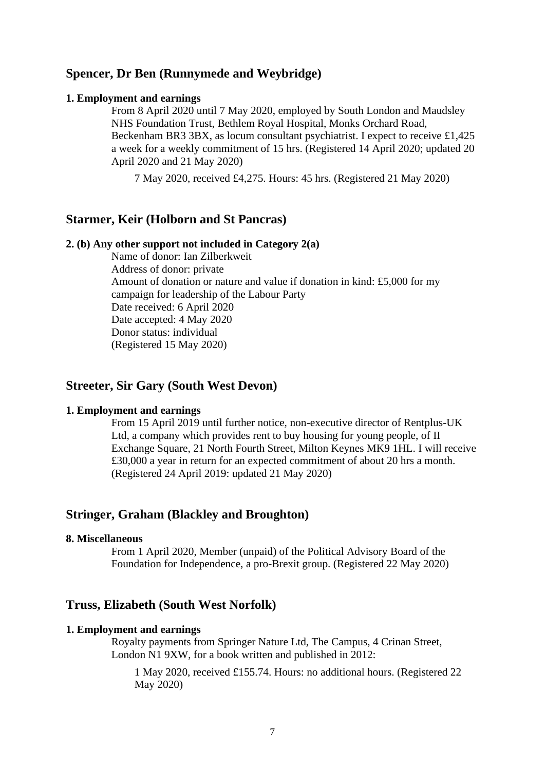## Spencer, Dr Ben (Runnymede and Weybridge)

**1. Employment and earnings**

From 8 April 2020 until 7 May 2020, employed by South London and Maudsley NHS Foundation Trust, Bethlem Royal Hospital, Monks Orchard Road, Beckenham BR3 3BX, as locum consultant psychiatrist. I expect to receive £1,425 a week for a weekly commitment of 15 hrs. (Registered 14 April 2020; updated 20 April 2020 and 21 May 2020)

7 May 2020, received £4,275. Hours: 45 hrs. (Registered 21 May 2020)

## Starmer, Keir (Holborn and St Pancras)

**2. (b) Any other support not included in Category 2(a)**

Name of donor: Ian Zilberkweit
Address of donor: private
Amount of donation or nature and value if donation in kind: £5,000 for my campaign for leadership of the Labour Party
Date received: 6 April 2020
Date accepted: 4 May 2020
Donor status: individual
(Registered 15 May 2020)

## Streeter, Sir Gary (South West Devon)

**1. Employment and earnings**

From 15 April 2019 until further notice, non-executive director of Rentplus-UK Ltd, a company which provides rent to buy housing for young people, of II Exchange Square, 21 North Fourth Street, Milton Keynes MK9 1HL. I will receive £30,000 a year in return for an expected commitment of about 20 hrs a month. (Registered 24 April 2019: updated 21 May 2020)

## Stringer, Graham (Blackley and Broughton)

**8. Miscellaneous**

From 1 April 2020, Member (unpaid) of the Political Advisory Board of the Foundation for Independence, a pro-Brexit group. (Registered 22 May 2020)

## Truss, Elizabeth (South West Norfolk)

**1. Employment and earnings**

Royalty payments from Springer Nature Ltd, The Campus, 4 Crinan Street, London N1 9XW, for a book written and published in 2012:

1 May 2020, received £155.74. Hours: no additional hours. (Registered 22 May 2020)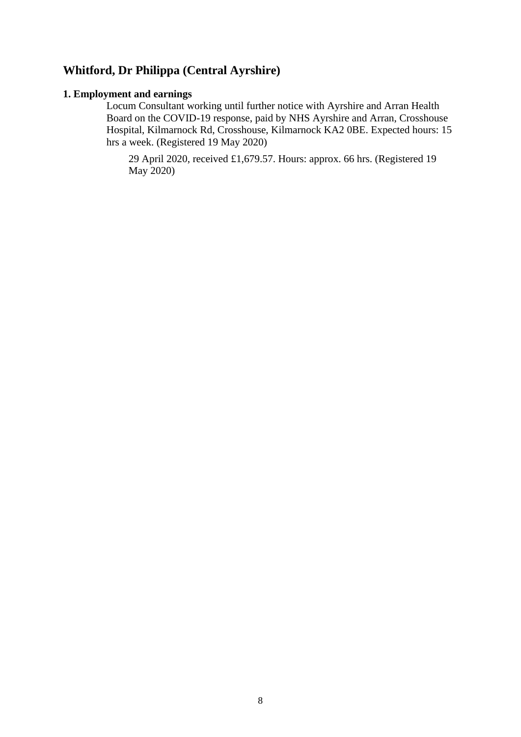## Whitford, Dr Philippa (Central Ayrshire)

**1. Employment and earnings**

Locum Consultant working until further notice with Ayrshire and Arran Health Board on the COVID-19 response, paid by NHS Ayrshire and Arran, Crosshouse Hospital, Kilmarnock Rd, Crosshouse, Kilmarnock KA2 0BE. Expected hours: 15 hrs a week. (Registered 19 May 2020)

29 April 2020, received £1,679.57. Hours: approx. 66 hrs. (Registered 19 May 2020)